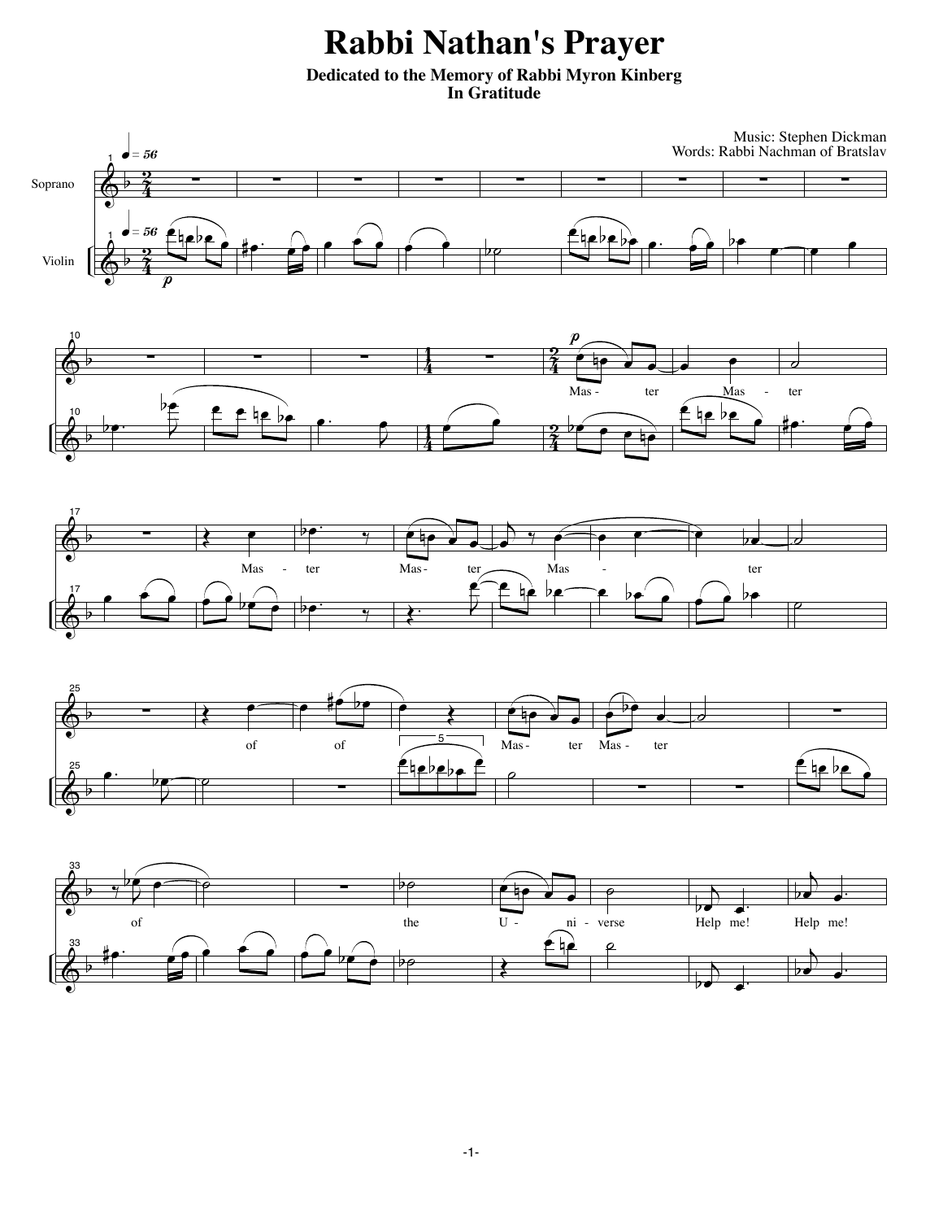# Rabbi Nathan's Prayer

**Dedicated to the Memory of Rabbi Myron Kinberg**
**In Gratitude**

Music: Stephen Dickman
Words: Rabbi Nachman of Bratslav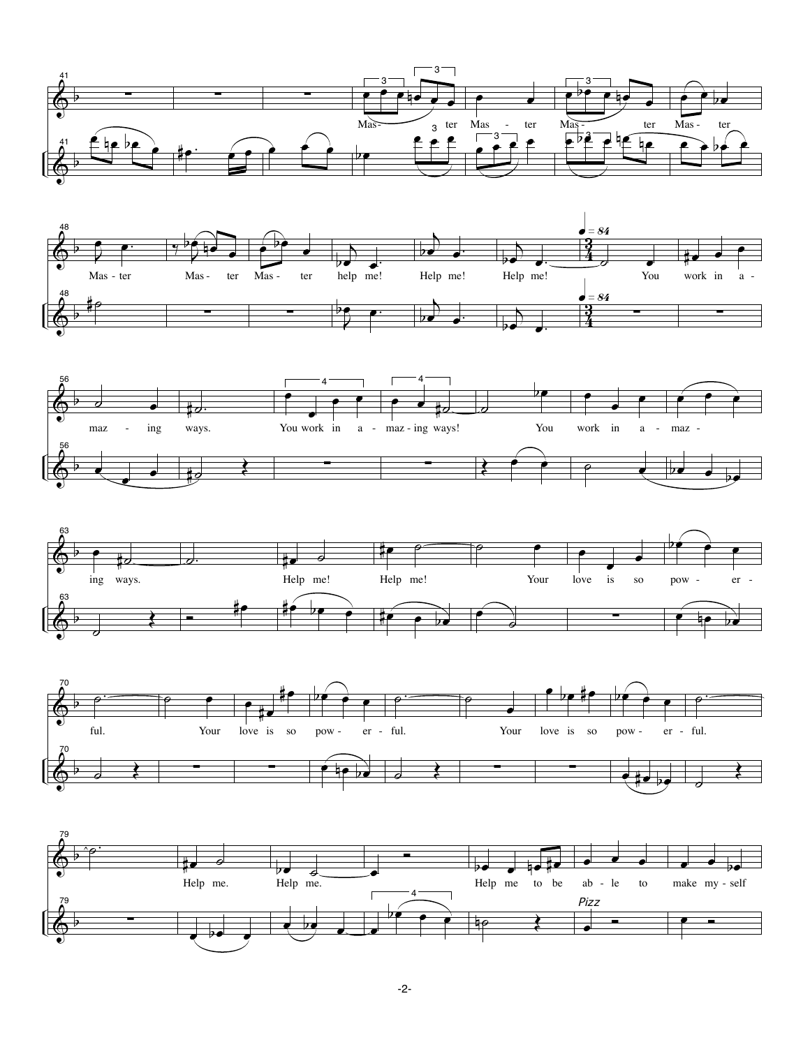Mas- ter Mas - ter Mas - ter Mas - ter

Mas - ter Mas - ter Mas - ter help me! Help me! Help me! You work in a -

maz - ing ways. You work in a - maz - ing ways! You work in a - maz -

ing ways. Help me! Help me! Your love is so pow - er -

ful. Your love is so pow - er - ful. Your love is so pow - er - ful.

Help me. Help me. Help me to be ab - le to make my - self

*Pizz*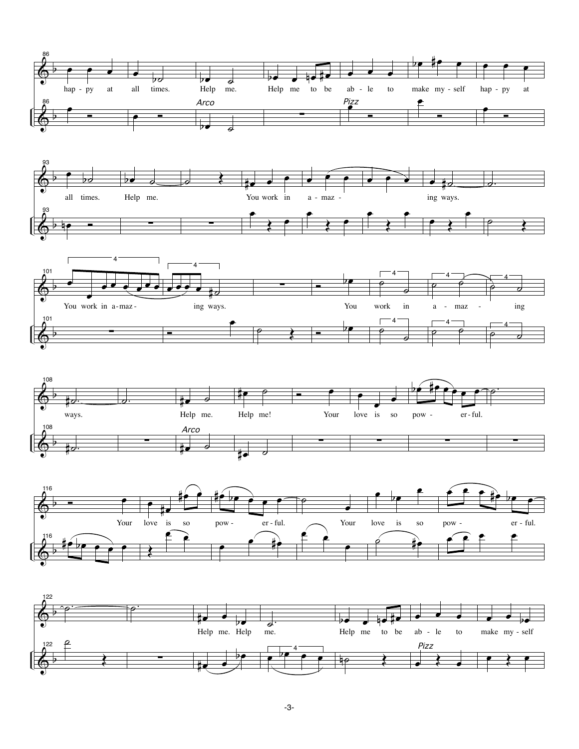86

hap - py at all times. Help me. Help me to be ab - le to make my - self hap - py at

*Arco* *Pizz*

93

all times. Help me. You work in a - maz - ing ways.

101

You work in a - maz - ing ways. You work in a - maz - ing

108

ways. Help me. Help me! Your love is so pow - er - ful.

*Arco*

116

Your love is so pow - er - ful. Your love is so pow - er - ful.

122

Help me. Help me. Help me to be ab - le to make my - self

*Pizz*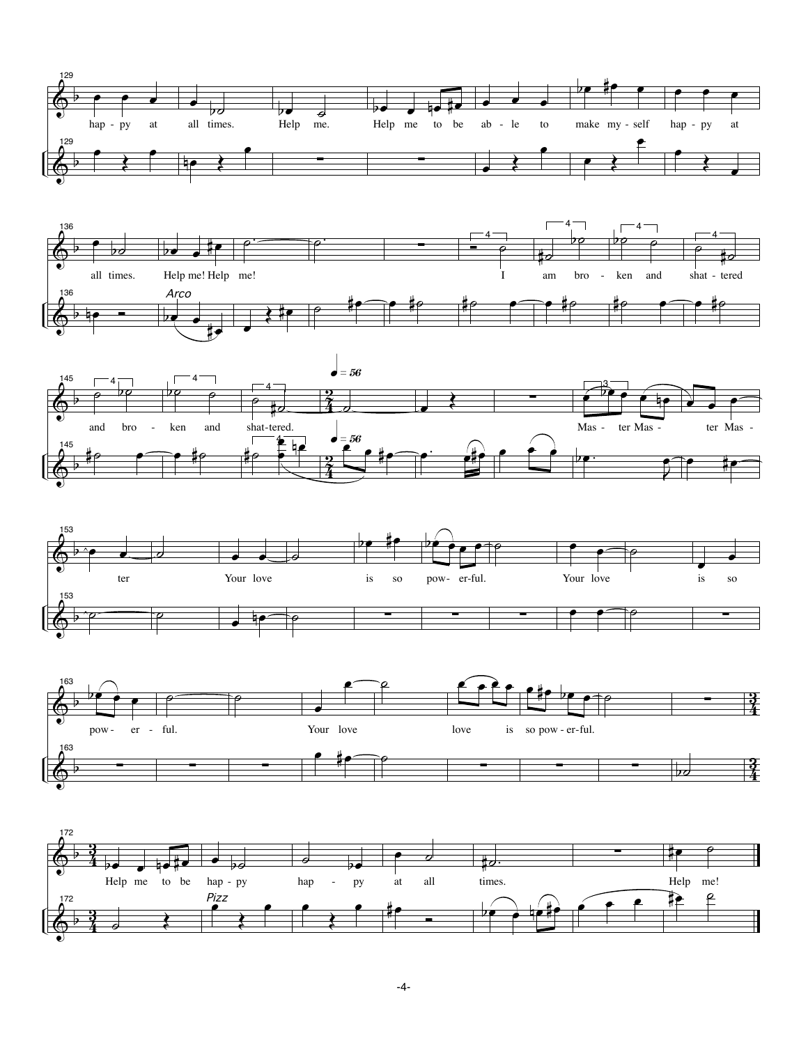129

hap - py at all times. Help me. Help me to be ab - le to make my - self hap - py at

136

all times. Help me! Help me! I am bro - ken and shat - tered

Arco

145

and bro - ken and shat - tered. Mas - ter Mas - ter Mas -

♩ = 56

153

ter Your love is so pow - er - ful. Your love is so

163

pow - er - ful. Your love love is so pow - er - ful.

172

Help me to be hap - py hap - py at all times. Help me!

Pizz